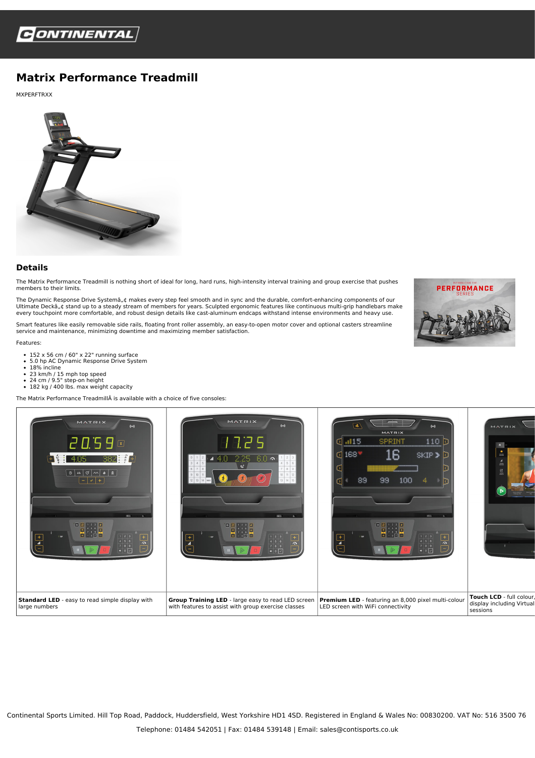# Matrix Performance Treadmill

MXPERFTRXX

## Details

The Matrix Performance Treadmill is nothing short of ideal for long, hard runs, high-intensity interval training and group exercise that pushes members to their limits.

The Dynamic Response Drive Systemâ„¢ makes every step feel smooth and in sync and the durable, comfort-enhancing components of our Ultimate Deckâ„¢ stand up to a steady stream of members for years. Sculpted ergonomic features like continuous multi-grip handlebars make every touchpoint more comfortable, and robust design details like cast-aluminum endcaps withstand intense environments and heavy use.

Smart features like easily removable side rails, floating front roller assembly, an easy-to-open motor cover and optional casters streamline service and maintenance, minimizing downtime and maximizing member satisfaction.

Features:

- 152 x 56 cm / 60" x 22" running surface
- 5.0 hp AC Dynamic Response Drive System
- 18% incline
- 23 km/h / 15 mph top speed
- 24 cm / 9.5" step-on height
- 182 kg / 400 lbs. max weight capacity

The Matrix Performance TreadmillÂ is available with a choice of five consoles:

| | | | |
|---|---|---|---|
| **Standard LED** - easy to read simple display with large numbers | **Group Training LED** - large easy to read LED screen with features to assist with group exercise classes | **Premium LED** - featuring an 8,000 pixel multi-colour LED screen with WiFi connectivity | **Touch LCD** - full colour, display including Virtual sessions |

Continental Sports Limited. Hill Top Road, Paddock, Huddersfield, West Yorkshire HD1 4SD. Registered in England & Wales No: 00830200. VAT No: 516 3500 76

Telephone: 01484 542051 | Fax: 01484 539148 | Email: sales@contisports.co.uk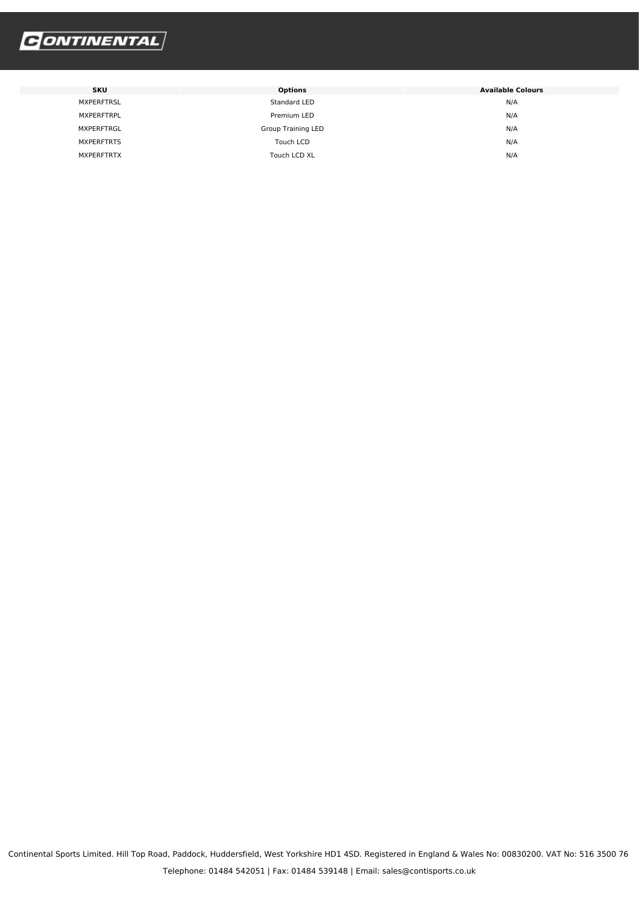| SKU | Options | Available Colours |
| --- | --- | --- |
| MXPERFTRSL | Standard LED | N/A |
| MXPERFTRPL | Premium LED | N/A |
| MXPERFTRGL | Group Training LED | N/A |
| MXPERFTRTS | Touch LCD | N/A |
| MXPERFTRTX | Touch LCD XL | N/A |